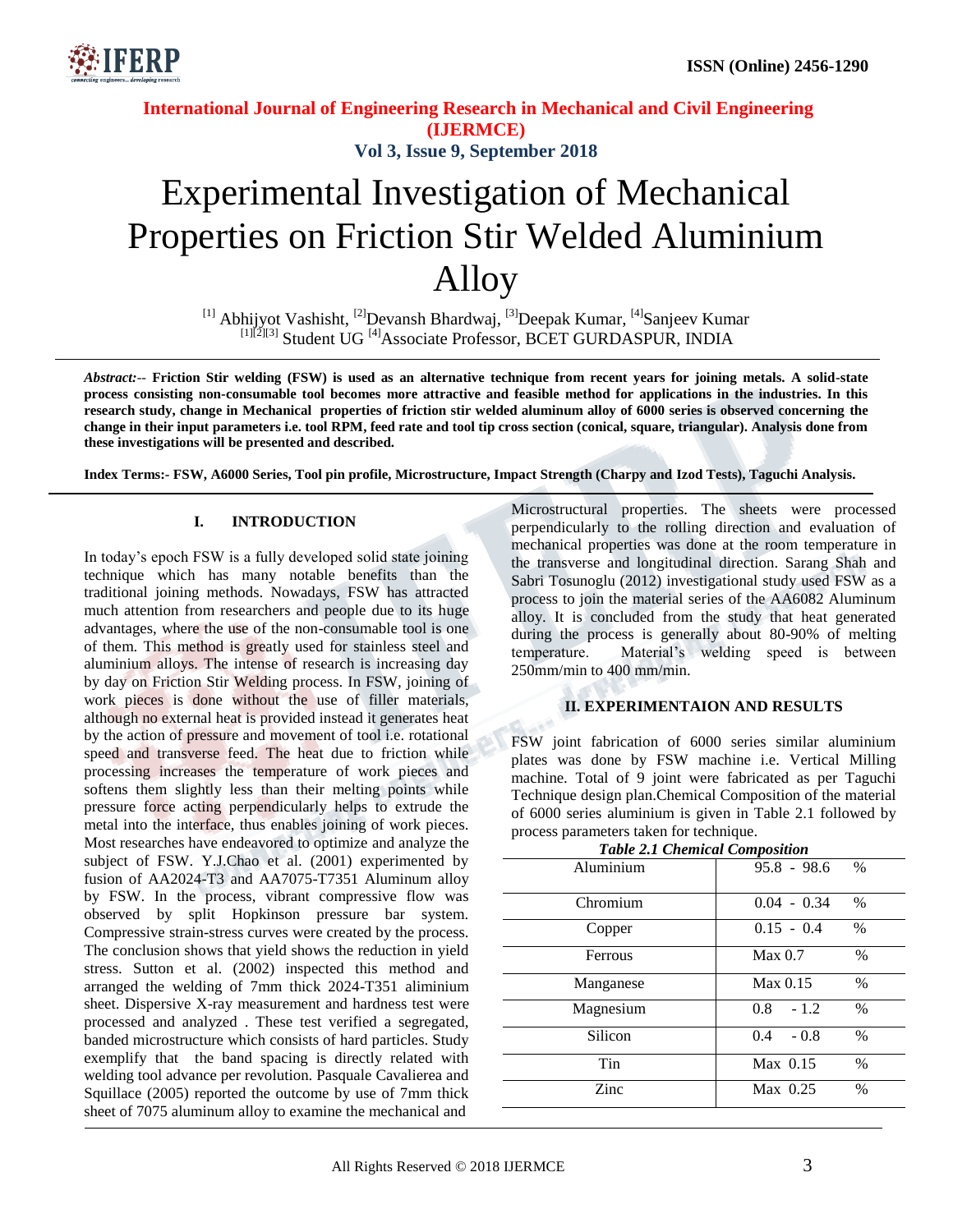# Experimental Investigation of Mechanical Properties on Friction Stir Welded Aluminium Alloy

[1] Abhijyot Vashisht, [2]Devansh Bhardwaj, [3]Deepak Kumar, [4]Sanjeev Kumar
[1][2][3] Student UG [4]Associate Professor, BCET GURDASPUR, INDIA

*Abstract:--* **Friction Stir welding (FSW) is used as an alternative technique from recent years for joining metals. A solid-state process consisting non-consumable tool becomes more attractive and feasible method for applications in the industries. In this research study, change in Mechanical properties of friction stir welded aluminum alloy of 6000 series is observed concerning the change in their input parameters i.e. tool RPM, feed rate and tool tip cross section (conical, square, triangular). Analysis done from these investigations will be presented and described.**

**Index Terms:- FSW, A6000 Series, Tool pin profile, Microstructure, Impact Strength (Charpy and Izod Tests), Taguchi Analysis.**

## I. INTRODUCTION

In today's epoch FSW is a fully developed solid state joining technique which has many notable benefits than the traditional joining methods. Nowadays, FSW has attracted much attention from researchers and people due to its huge advantages, where the use of the non-consumable tool is one of them. This method is greatly used for stainless steel and aluminium alloys. The intense of research is increasing day by day on Friction Stir Welding process. In FSW, joining of work pieces is done without the use of filler materials, although no external heat is provided instead it generates heat by the action of pressure and movement of tool i.e. rotational speed and transverse feed. The heat due to friction while processing increases the temperature of work pieces and softens them slightly less than their melting points while pressure force acting perpendicularly helps to extrude the metal into the interface, thus enables joining of work pieces. Most researches have endeavored to optimize and analyze the subject of FSW. Y.J.Chao et al. (2001) experimented by fusion of AA2024-T3 and AA7075-T7351 Aluminum alloy by FSW. In the process, vibrant compressive flow was observed by split Hopkinson pressure bar system. Compressive strain-stress curves were created by the process. The conclusion shows that yield shows the reduction in yield stress. Sutton et al. (2002) inspected this method and arranged the welding of 7mm thick 2024-T351 aliminium sheet. Dispersive X-ray measurement and hardness test were processed and analyzed . These test verified a segregated, banded microstructure which consists of hard particles. Study exemplify that the band spacing is directly related with welding tool advance per revolution. Pasquale Cavalierea and Squillace (2005) reported the outcome by use of 7mm thick sheet of 7075 aluminum alloy to examine the mechanical and Microstructural properties. The sheets were processed perpendicularly to the rolling direction and evaluation of mechanical properties was done at the room temperature in the transverse and longitudinal direction. Sarang Shah and Sabri Tosunoglu (2012) investigational study used FSW as a process to join the material series of the AA6082 Aluminum alloy. It is concluded from the study that heat generated during the process is generally about 80-90% of melting temperature. Material's welding speed is between 250mm/min to 400 mm/min.

## II. EXPERIMENTAION AND RESULTS

FSW joint fabrication of 6000 series similar aluminium plates was done by FSW machine i.e. Vertical Milling machine. Total of 9 joint were fabricated as per Taguchi Technique design plan.Chemical Composition of the material of 6000 series aluminium is given in Table 2.1 followed by process parameters taken for technique.

***Table 2.1 Chemical Composition***

| Element | Content |
|---|---|
| Aluminium | 95.8 - 98.6 % |
| Chromium | 0.04 - 0.34 % |
| Copper | 0.15 - 0.4 % |
| Ferrous | Max 0.7 % |
| Manganese | Max 0.15 % |
| Magnesium | 0.8 - 1.2 % |
| Silicon | 0.4 - 0.8 % |
| Tin | Max 0.15 % |
| Zinc | Max 0.25 % |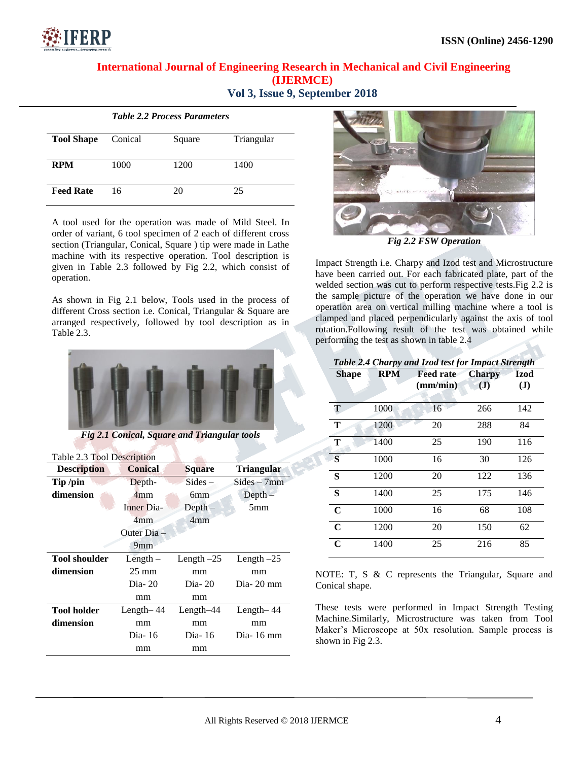*Table 2.2 Process Parameters*

| Tool Shape | Conical | Square | Triangular |
|---|---|---|---|
| RPM | 1000 | 1200 | 1400 |
| Feed Rate | 16 | 20 | 25 |

A tool used for the operation was made of Mild Steel. In order of variant, 6 tool specimen of 2 each of different cross section (Triangular, Conical, Square ) tip were made in Lathe machine with its respective operation. Tool description is given in Table 2.3 followed by Fig 2.2, which consist of operation.

As shown in Fig 2.1 below, Tools used in the process of different Cross section i.e. Conical, Triangular & Square are arranged respectively, followed by tool description as in Table 2.3.

*Fig 2.1 Conical, Square and Triangular tools*

Table 2.3 Tool Description

| Description | Conical | Square | Triangular |
|---|---|---|---|
| Tip /pin dimension | Depth- 4mm Inner Dia- 4mm Outer Dia – 9mm | Sides – 6mm Depth – 4mm | Sides – 7mm Depth – 5mm |
| Tool shoulder dimension | Length – 25 mm Dia- 20 mm | Length –25 mm Dia- 20 mm | Length –25 mm Dia- 20 mm |
| Tool holder dimension | Length– 44 mm Dia- 16 mm | Length–44 mm Dia- 16 mm | Length– 44 mm Dia- 16 mm |

*Fig 2.2 FSW Operation*

Impact Strength i.e. Charpy and Izod test and Microstructure have been carried out. For each fabricated plate, part of the welded section was cut to perform respective tests.Fig 2.2 is the sample picture of the operation we have done in our operation area on vertical milling machine where a tool is clamped and placed perpendicularly against the axis of tool rotation.Following result of the test was obtained while performing the test as shown in table 2.4

*Table 2.4 Charpy and Izod test for Impact Strength*

| Shape | RPM | Feed rate (mm/min) | Charpy (J) | Izod (J) |
|---|---|---|---|---|
| T | 1000 | 16 | 266 | 142 |
| T | 1200 | 20 | 288 | 84 |
| T | 1400 | 25 | 190 | 116 |
| S | 1000 | 16 | 30 | 126 |
| S | 1200 | 20 | 122 | 136 |
| S | 1400 | 25 | 175 | 146 |
| C | 1000 | 16 | 68 | 108 |
| C | 1200 | 20 | 150 | 62 |
| C | 1400 | 25 | 216 | 85 |

NOTE: T, S & C represents the Triangular, Square and Conical shape.

These tests were performed in Impact Strength Testing Machine.Similarly, Microstructure was taken from Tool Maker's Microscope at 50x resolution. Sample process is shown in Fig 2.3.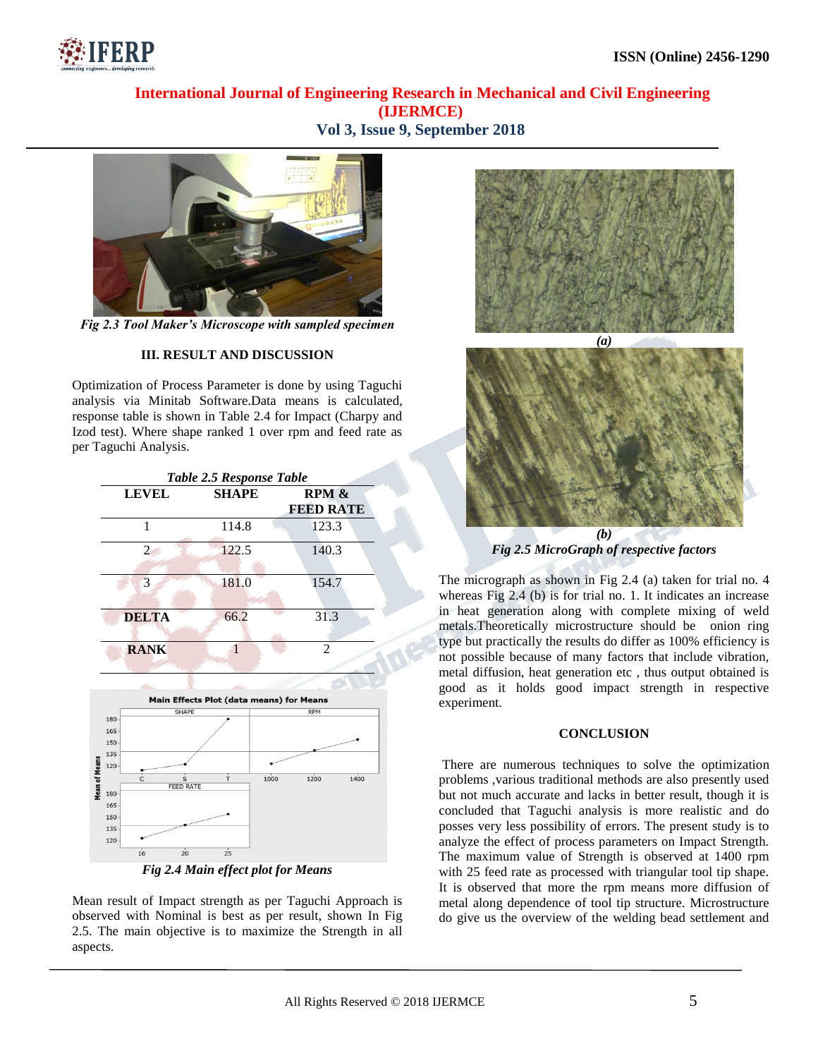*Fig 2.3 Tool Maker's Microscope with sampled specimen*

### III. RESULT AND DISCUSSION

Optimization of Process Parameter is done by using Taguchi analysis via Minitab Software.Data means is calculated, response table is shown in Table 2.4 for Impact (Charpy and Izod test). Where shape ranked 1 over rpm and feed rate as per Taguchi Analysis.

*Table 2.5 Response Table*

| LEVEL | SHAPE | RPM & FEED RATE |
|---|---|---|
| 1 | 114.8 | 123.3 |
| 2 | 122.5 | 140.3 |
| 3 | 181.0 | 154.7 |
| DELTA | 66.2 | 31.3 |
| RANK | 1 | 2 |

*Fig 2.4 Main effect plot for Means*

Mean result of Impact strength as per Taguchi Approach is observed with Nominal is best as per result, shown In Fig 2.5. The main objective is to maximize the Strength in all aspects.

*(a)*

*(b)*

*Fig 2.5 MicroGraph of respective factors*

The micrograph as shown in Fig 2.4 (a) taken for trial no. 4 whereas Fig 2.4 (b) is for trial no. 1. It indicates an increase in heat generation along with complete mixing of weld metals.Theoretically microstructure should be onion ring type but practically the results do differ as 100% efficiency is not possible because of many factors that include vibration, metal diffusion, heat generation etc , thus output obtained is good as it holds good impact strength in respective experiment.

### CONCLUSION

There are numerous techniques to solve the optimization problems ,various traditional methods are also presently used but not much accurate and lacks in better result, though it is concluded that Taguchi analysis is more realistic and do posses very less possibility of errors. The present study is to analyze the effect of process parameters on Impact Strength. The maximum value of Strength is observed at 1400 rpm with 25 feed rate as processed with triangular tool tip shape. It is observed that more the rpm means more diffusion of metal along dependence of tool tip structure. Microstructure do give us the overview of the welding bead settlement and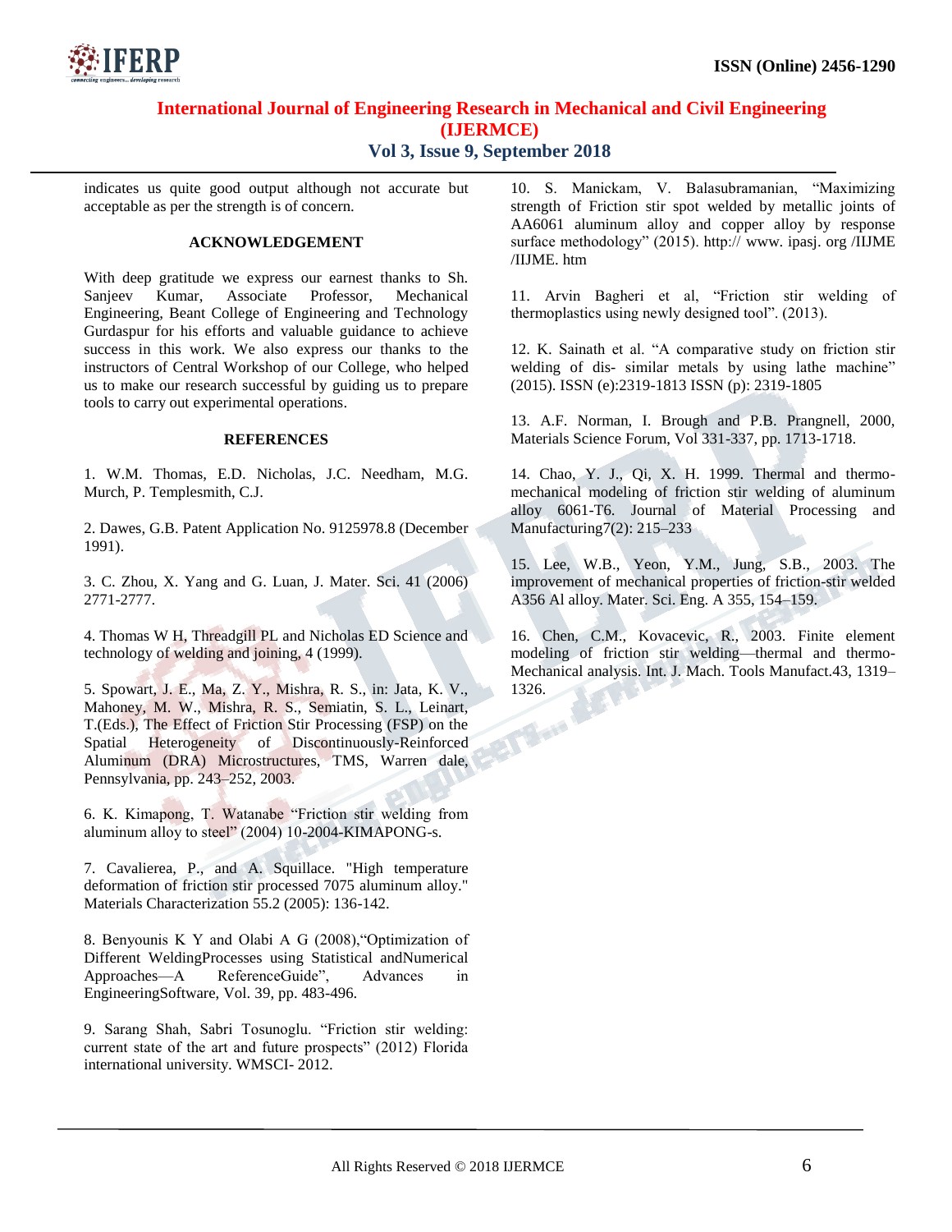indicates us quite good output although not accurate but acceptable as per the strength is of concern.

## ACKNOWLEDGEMENT

With deep gratitude we express our earnest thanks to Sh. Sanjeev Kumar, Associate Professor, Mechanical Engineering, Beant College of Engineering and Technology Gurdaspur for his efforts and valuable guidance to achieve success in this work. We also express our thanks to the instructors of Central Workshop of our College, who helped us to make our research successful by guiding us to prepare tools to carry out experimental operations.

## REFERENCES

1. W.M. Thomas, E.D. Nicholas, J.C. Needham, M.G. Murch, P. Templesmith, C.J.

2. Dawes, G.B. Patent Application No. 9125978.8 (December 1991).

3. C. Zhou, X. Yang and G. Luan, J. Mater. Sci. 41 (2006) 2771-2777.

4. Thomas W H, Threadgill PL and Nicholas ED Science and technology of welding and joining, 4 (1999).

5. Spowart, J. E., Ma, Z. Y., Mishra, R. S., in: Jata, K. V., Mahoney, M. W., Mishra, R. S., Semiatin, S. L., Leinart, T.(Eds.), The Effect of Friction Stir Processing (FSP) on the Spatial Heterogeneity of Discontinuously-Reinforced Aluminum (DRA) Microstructures, TMS, Warren dale, Pennsylvania, pp. 243–252, 2003.

6. K. Kimapong, T. Watanabe "Friction stir welding from aluminum alloy to steel" (2004) 10-2004-KIMAPONG-s.

7. Cavalierea, P., and A. Squillace. "High temperature deformation of friction stir processed 7075 aluminum alloy." Materials Characterization 55.2 (2005): 136-142.

8. Benyounis K Y and Olabi A G (2008),"Optimization of Different WeldingProcesses using Statistical andNumerical Approaches—A ReferenceGuide", Advances in EngineeringSoftware, Vol. 39, pp. 483-496.

9. Sarang Shah, Sabri Tosunoglu. "Friction stir welding: current state of the art and future prospects" (2012) Florida international university. WMSCI- 2012.

10. S. Manickam, V. Balasubramanian, "Maximizing strength of Friction stir spot welded by metallic joints of AA6061 aluminum alloy and copper alloy by response surface methodology" (2015). http:// www. ipasj. org /IIJME /IIJME. htm

11. Arvin Bagheri et al, "Friction stir welding of thermoplastics using newly designed tool". (2013).

12. K. Sainath et al. "A comparative study on friction stir welding of dis- similar metals by using lathe machine" (2015). ISSN (e):2319-1813 ISSN (p): 2319-1805

13. A.F. Norman, I. Brough and P.B. Prangnell, 2000, Materials Science Forum, Vol 331-337, pp. 1713-1718.

14. Chao, Y. J., Qi, X. H. 1999. Thermal and thermo-mechanical modeling of friction stir welding of aluminum alloy 6061-T6. Journal of Material Processing and Manufacturing7(2): 215–233

15. Lee, W.B., Yeon, Y.M., Jung, S.B., 2003. The improvement of mechanical properties of friction-stir welded A356 Al alloy. Mater. Sci. Eng. A 355, 154–159.

16. Chen, C.M., Kovacevic, R., 2003. Finite element modeling of friction stir welding—thermal and thermo-Mechanical analysis. Int. J. Mach. Tools Manufact.43, 1319–1326.